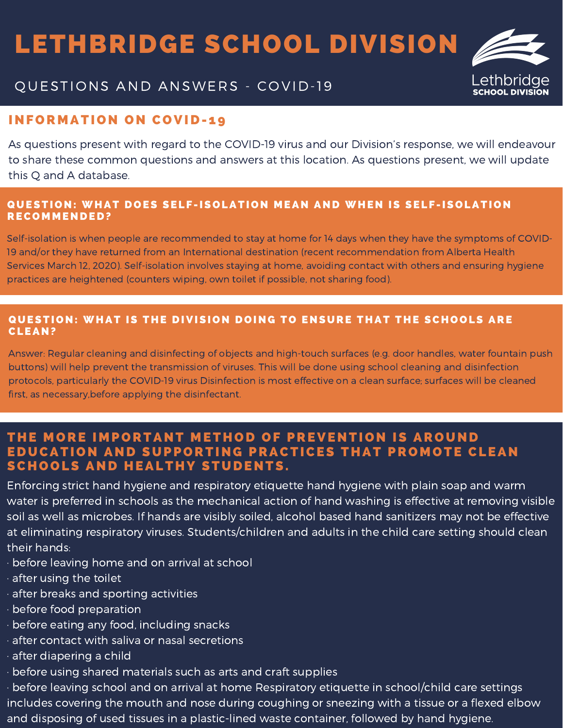# LETHBRIDGE SCHOOL DIVISION

QUESTIONS AND ANSWERS - COVID-19

Lethbridge SCHOOL DIVISION

## INFORMATION ON COVID-19

As questions present with regard to the COVID-19 virus and our Division's response, we will endeavour to share these common questions and answers at this location. As questions present, we will update this Q and A database.

### QUESTION: WHAT DOES SELF-ISOLATION MEAN AND WHEN IS SELF-ISOLATION RECOMMENDED?

Self-isolation is when people are recommended to stay at home for 14 days when they have the symptoms of COVID-19 and/or they have returned from an International destination (recent recommendation from Alberta Health Services March 12, 2020). Self-isolation involves staying at home, avoiding contact with others and ensuring hygiene practices are heightened (counters wiping, own toilet if possible, not sharing food).

### QUESTION: WHAT IS THE DIVISION DOING TO ENSURE THAT THE SCHOOLS ARE CLEAN?

Answer: Regular cleaning and disinfecting of objects and high-touch surfaces (e.g. door handles, water fountain push buttons) will help prevent the transmission of viruses. This will be done using school cleaning and disinfection protocols, particularly the COVID-19 virus Disinfection is most effective on a clean surface; surfaces will be cleaned first, as necessary,before applying the disinfectant.

## THE MORE IMPORTANT METHOD OF PREVENTION IS AROUND EDUCATION AND SUPPORTING PRACTICES THAT PROMOTE CLEAN SCHOOLS AND HEALTHY STUDENTS.

Enforcing strict hand hygiene and respiratory etiquette hand hygiene with plain soap and warm water is preferred in schools as the mechanical action of hand washing is effective at removing visible soil as well as microbes. If hands are visibly soiled, alcohol based hand sanitizers may not be effective at eliminating respiratory viruses. Students/children and adults in the child care setting should clean their hands:

- before leaving home and on arrival at school
- after using the toilet
- after breaks and sporting activities
- before food preparation
- before eating any food, including snacks
- after contact with saliva or nasal secretions
- after diapering a child
- before using shared materials such as arts and craft supplies
- before leaving school and on arrival at home Respiratory etiquette in school/child care settings includes covering the mouth and nose during coughing or sneezing with a tissue or a flexed elbow and disposing of used tissues in a plastic-lined waste container, followed by hand hygiene.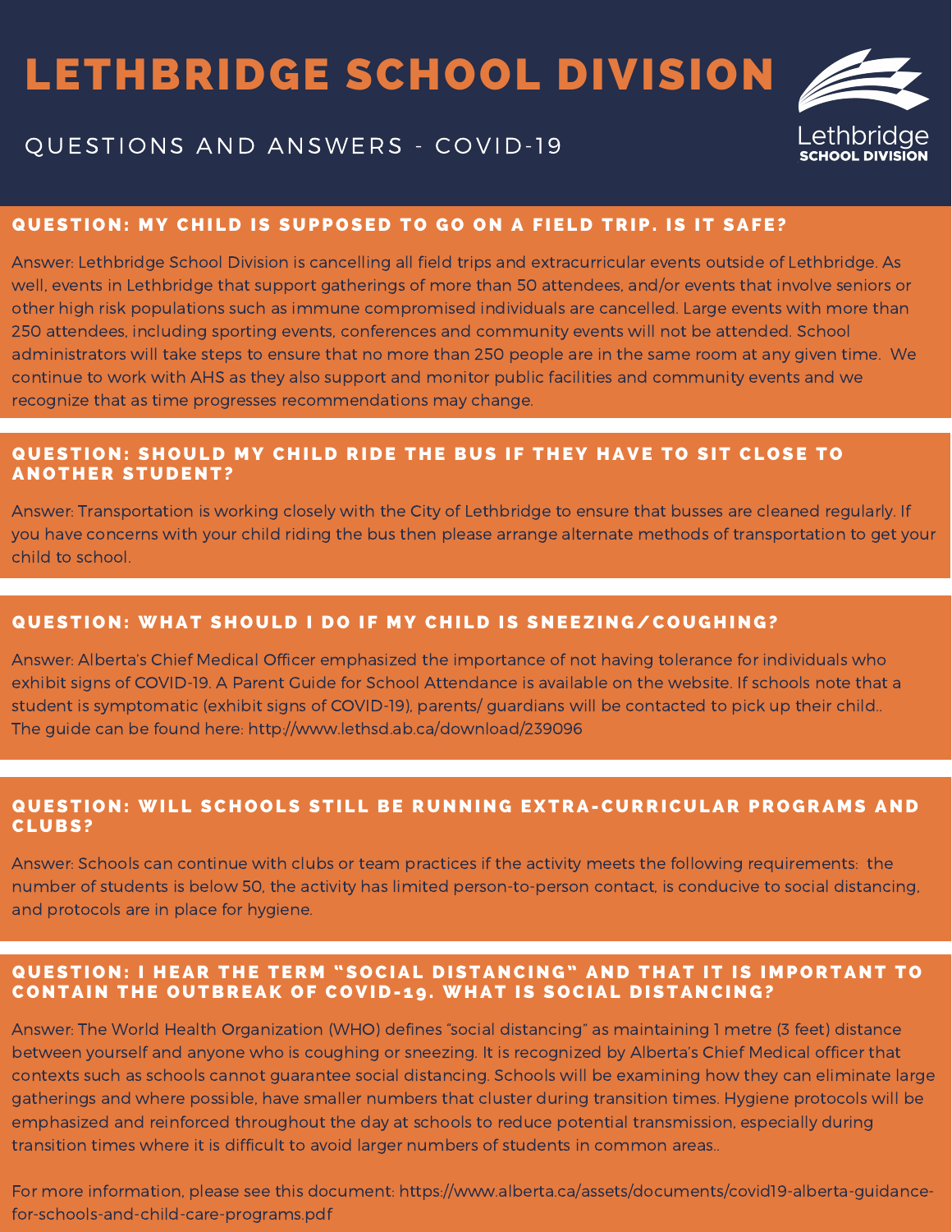# LETHBRIDGE SCHOOL DIVISION

## QUESTIONS AND ANSWERS - COVID-19

Lethbridge SCHOOL DIVISION

### QUESTION: MY CHILD IS SUPPOSED TO GO ON A FIELD TRIP. IS IT SAFE?

Answer: Lethbridge School Division is cancelling all field trips and extracurricular events outside of Lethbridge. As well, events in Lethbridge that support gatherings of more than 50 attendees, and/or events that involve seniors or other high risk populations such as immune compromised individuals are cancelled. Large events with more than 250 attendees, including sporting events, conferences and community events will not be attended. School administrators will take steps to ensure that no more than 250 people are in the same room at any given time. We continue to work with AHS as they also support and monitor public facilities and community events and we recognize that as time progresses recommendations may change.

### QUESTION: SHOULD MY CHILD RIDE THE BUS IF THEY HAVE TO SIT CLOSE TO ANOTHER STUDENT?

Answer: Transportation is working closely with the City of Lethbridge to ensure that busses are cleaned regularly. If you have concerns with your child riding the bus then please arrange alternate methods of transportation to get your child to school.

### QUESTION: WHAT SHOULD I DO IF MY CHILD IS SNEEZING/COUGHING?

Answer: Alberta's Chief Medical Officer emphasized the importance of not having tolerance for individuals who exhibit signs of COVID-19. A Parent Guide for School Attendance is available on the website. If schools note that a student is symptomatic (exhibit signs of COVID-19), parents/ guardians will be contacted to pick up their child.. The guide can be found here: http://www.lethsd.ab.ca/download/239096

### QUESTION: WILL SCHOOLS STILL BE RUNNING EXTRA-CURRICULAR PROGRAMS AND CLUBS?

Answer: Schools can continue with clubs or team practices if the activity meets the following requirements: the number of students is below 50, the activity has limited person-to-person contact, is conducive to social distancing, and protocols are in place for hygiene.

### QUESTION: I HEAR THE TERM "SOCIAL DISTANCING" AND THAT IT IS IMPORTANT TO CONTAIN THE OUTBREAK OF COVID-19. WHAT IS SOCIAL DISTANCING?

Answer: The World Health Organization (WHO) defines "social distancing" as maintaining 1 metre (3 feet) distance between yourself and anyone who is coughing or sneezing. It is recognized by Alberta's Chief Medical officer that contexts such as schools cannot guarantee social distancing. Schools will be examining how they can eliminate large gatherings and where possible, have smaller numbers that cluster during transition times. Hygiene protocols will be emphasized and reinforced throughout the day at schools to reduce potential transmission, especially during transition times where it is difficult to avoid larger numbers of students in common areas..

For more information, please see this document: https://www.alberta.ca/assets/documents/covid19-alberta-guidance-for-schools-and-child-care-programs.pdf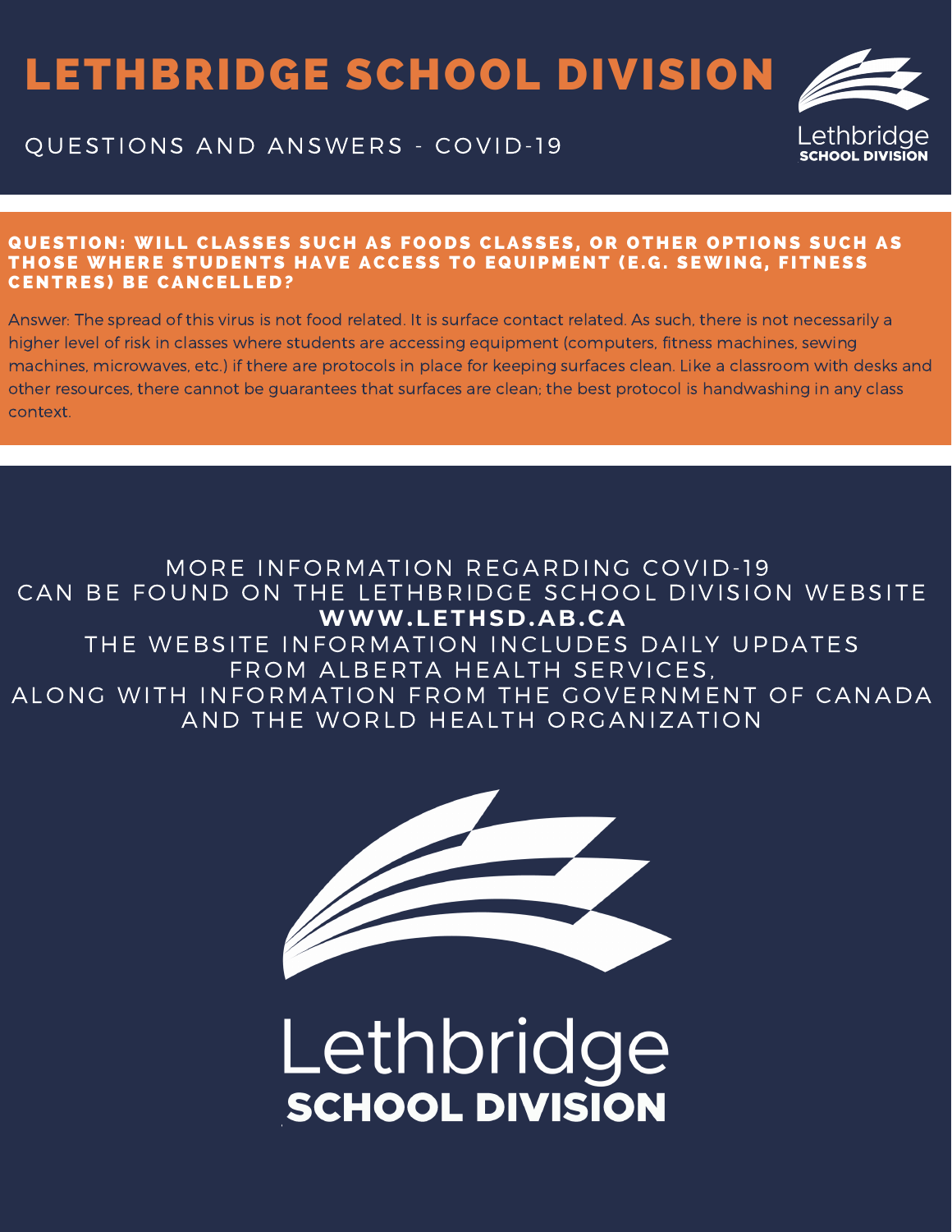# LETHBRIDGE SCHOOL DIVISION

QUESTIONS AND ANSWERS - COVID-19

Lethbridge
SCHOOL DIVISION

### QUESTION: WILL CLASSES SUCH AS FOODS CLASSES, OR OTHER OPTIONS SUCH AS THOSE WHERE STUDENTS HAVE ACCESS TO EQUIPMENT (E.G. SEWING, FITNESS CENTRES) BE CANCELLED?

Answer: The spread of this virus is not food related. It is surface contact related. As such, there is not necessarily a higher level of risk in classes where students are accessing equipment (computers, fitness machines, sewing machines, microwaves, etc.) if there are protocols in place for keeping surfaces clean. Like a classroom with desks and other resources, there cannot be guarantees that surfaces are clean; the best protocol is handwashing in any class context.

MORE INFORMATION REGARDING COVID-19
CAN BE FOUND ON THE LETHBRIDGE SCHOOL DIVISION WEBSITE
**WWW.LETHSD.AB.CA**
THE WEBSITE INFORMATION INCLUDES DAILY UPDATES
FROM ALBERTA HEALTH SERVICES,
ALONG WITH INFORMATION FROM THE GOVERNMENT OF CANADA
AND THE WORLD HEALTH ORGANIZATION

Lethbridge
SCHOOL DIVISION